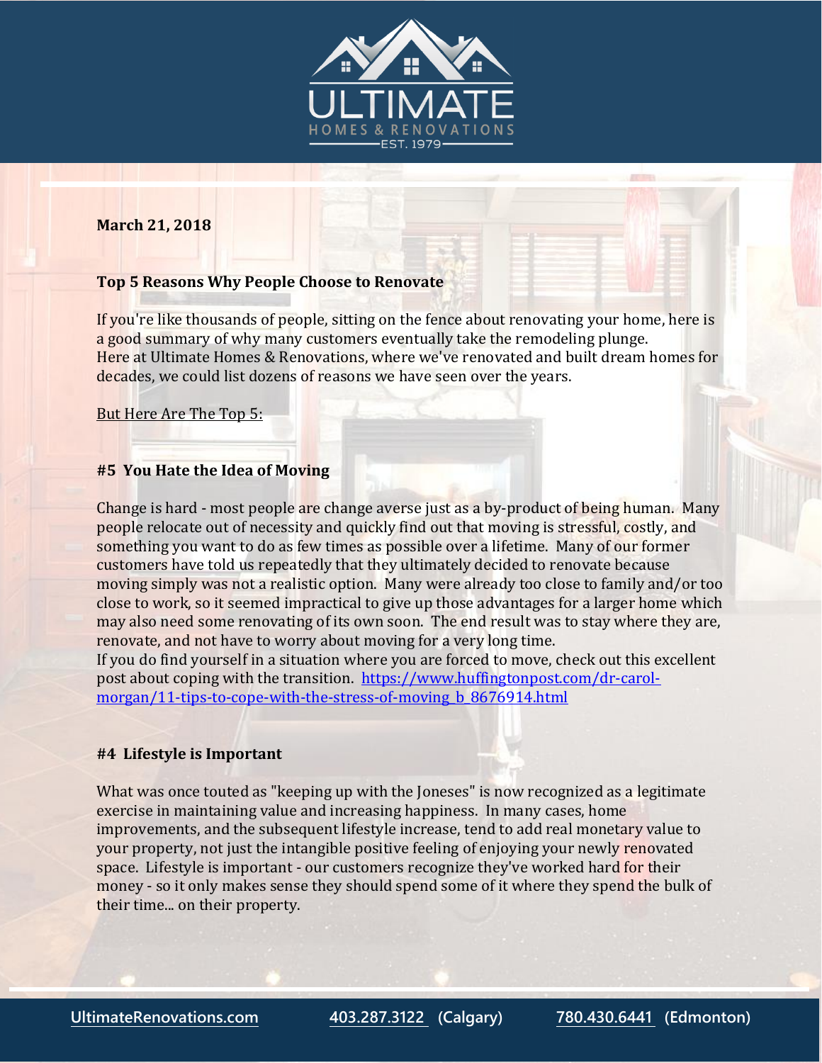**March 21, 2018**

## Top 5 Reasons Why People Choose to Renovate

If you're like thousands of people, sitting on the fence about renovating your home, here is a good summary of why many customers eventually take the remodeling plunge.
Here at Ultimate Homes & Renovations, where we've renovated and built dream homes for decades, we could list dozens of reasons we have seen over the years.

But Here Are The Top 5:

### #5 You Hate the Idea of Moving

Change is hard - most people are change averse just as a by-product of being human. Many people relocate out of necessity and quickly find out that moving is stressful, costly, and something you want to do as few times as possible over a lifetime. Many of our former customers have told us repeatedly that they ultimately decided to renovate because moving simply was not a realistic option. Many were already too close to family and/or too close to work, so it seemed impractical to give up those advantages for a larger home which may also need some renovating of its own soon. The end result was to stay where they are, renovate, and not have to worry about moving for a very long time.
If you do find yourself in a situation where you are forced to move, check out this excellent post about coping with the transition. https://www.huffingtonpost.com/dr-carol-morgan/11-tips-to-cope-with-the-stress-of-moving_b_8676914.html

### #4 Lifestyle is Important

What was once touted as "keeping up with the Joneses" is now recognized as a legitimate exercise in maintaining value and increasing happiness. In many cases, home improvements, and the subsequent lifestyle increase, tend to add real monetary value to your property, not just the intangible positive feeling of enjoying your newly renovated space. Lifestyle is important - our customers recognize they've worked hard for their money - so it only makes sense they should spend some of it where they spend the bulk of their time... on their property.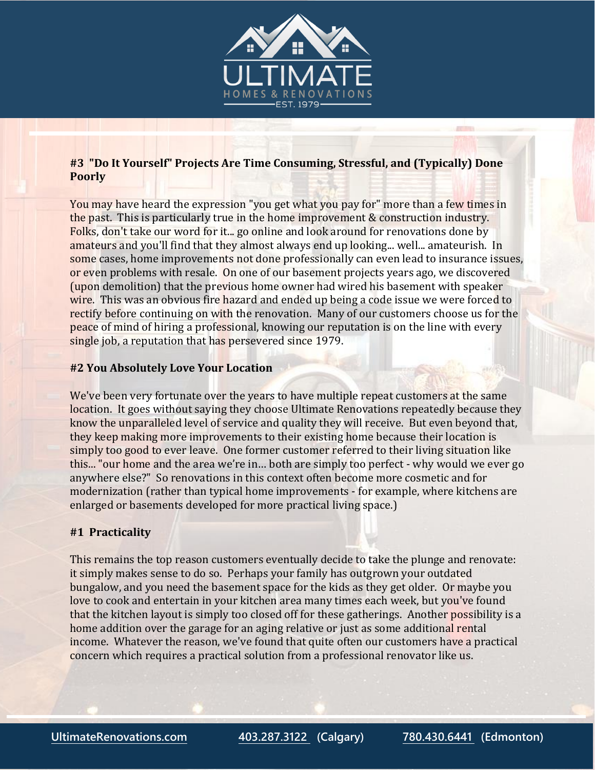### #3 "Do It Yourself" Projects Are Time Consuming, Stressful, and (Typically) Done Poorly

You may have heard the expression "you get what you pay for" more than a few times in the past. This is particularly true in the home improvement & construction industry. Folks, don't take our word for it... go online and look around for renovations done by amateurs and you'll find that they almost always end up looking... well... amateurish. In some cases, home improvements not done professionally can even lead to insurance issues, or even problems with resale. On one of our basement projects years ago, we discovered (upon demolition) that the previous home owner had wired his basement with speaker wire. This was an obvious fire hazard and ended up being a code issue we were forced to rectify before continuing on with the renovation. Many of our customers choose us for the peace of mind of hiring a professional, knowing our reputation is on the line with every single job, a reputation that has persevered since 1979.

### #2 You Absolutely Love Your Location

We've been very fortunate over the years to have multiple repeat customers at the same location. It goes without saying they choose Ultimate Renovations repeatedly because they know the unparalleled level of service and quality they will receive. But even beyond that, they keep making more improvements to their existing home because their location is simply too good to ever leave. One former customer referred to their living situation like this... "our home and the area we're in… both are simply too perfect - why would we ever go anywhere else?" So renovations in this context often become more cosmetic and for modernization (rather than typical home improvements - for example, where kitchens are enlarged or basements developed for more practical living space.)

### #1 Practicality

This remains the top reason customers eventually decide to take the plunge and renovate: it simply makes sense to do so. Perhaps your family has outgrown your outdated bungalow, and you need the basement space for the kids as they get older. Or maybe you love to cook and entertain in your kitchen area many times each week, but you've found that the kitchen layout is simply too closed off for these gatherings. Another possibility is a home addition over the garage for an aging relative or just as some additional rental income. Whatever the reason, we've found that quite often our customers have a practical concern which requires a practical solution from a professional renovator like us.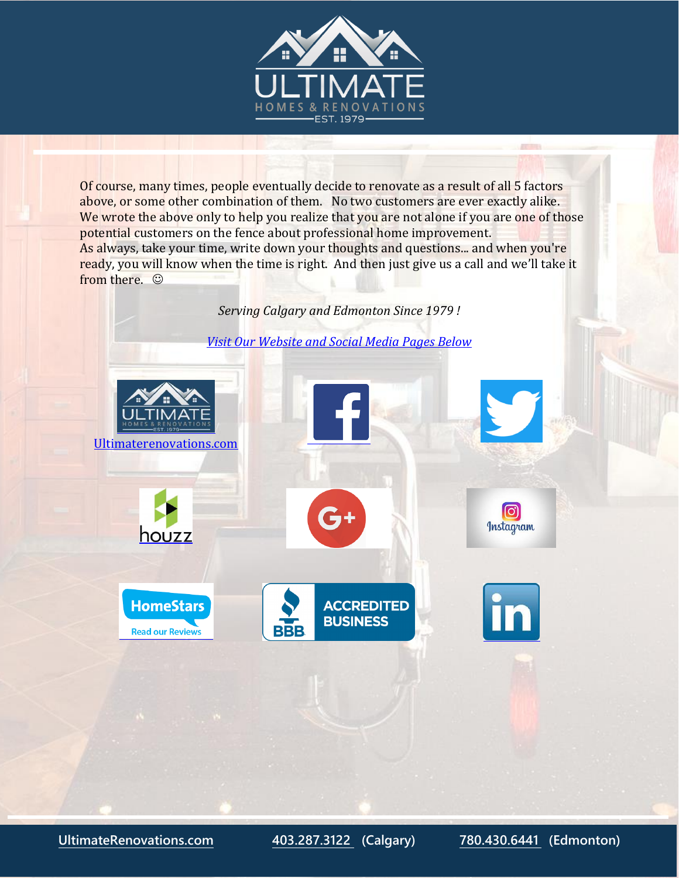Of course, many times, people eventually decide to renovate as a result of all 5 factors above, or some other combination of them. No two customers are ever exactly alike. We wrote the above only to help you realize that you are not alone if you are one of those potential customers on the fence about professional home improvement.
As always, take your time, write down your thoughts and questions... and when you're ready, you will know when the time is right. And then just give us a call and we'll take it from there. ☺

*Serving Calgary and Edmonton Since 1979 !*

*Visit Our Website and Social Media Pages Below*

Ultimaterenovations.com

houzz

HomeStars Read our Reviews

ACCREDITED BUSINESS

UltimateRenovations.com 403.287.3122 (Calgary) 780.430.6441 (Edmonton)